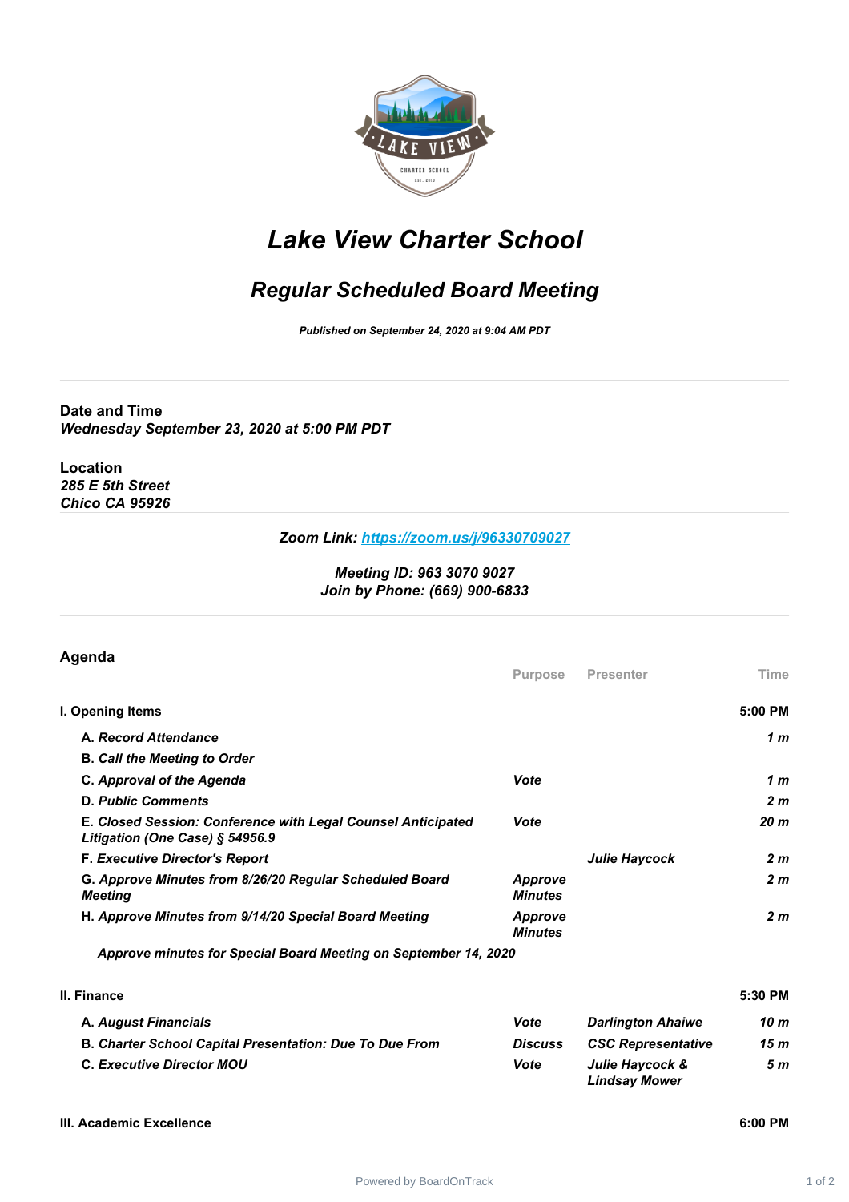# Lake View Charter School

## Regular Scheduled Board Meeting

***Published on September 24, 2020 at 9:04 AM PDT***

---

**Date and Time**
***Wednesday September 23, 2020 at 5:00 PM PDT***

**Location**
***285 E 5th Street***
***Chico CA 95926***

---

***Zoom Link: https://zoom.us/j/96330709027***

***Meeting ID: 963 3070 9027***
***Join by Phone: (669) 900-6833***

---

### Agenda

| | Purpose | Presenter | Time |
|---|---|---|---|
| **I. Opening Items** | | | **5:00 PM** |
| **A. *Record Attendance*** | | | ***1 m*** |
| **B. *Call the Meeting to Order*** | | | |
| **C. *Approval of the Agenda*** | ***Vote*** | | ***1 m*** |
| **D. *Public Comments*** | | | ***2 m*** |
| **E. *Closed Session: Conference with Legal Counsel Anticipated Litigation (One Case) § 54956.9*** | ***Vote*** | | ***20 m*** |
| **F. *Executive Director's Report*** | | ***Julie Haycock*** | ***2 m*** |
| **G. *Approve Minutes from 8/26/20 Regular Scheduled Board Meeting*** | ***Approve Minutes*** | | ***2 m*** |
| **H. *Approve Minutes from 9/14/20 Special Board Meeting*** | ***Approve Minutes*** | | ***2 m*** |
| ***Approve minutes for Special Board Meeting on September 14, 2020*** | | | |
| **II. Finance** | | | **5:30 PM** |
| **A. *August Financials*** | ***Vote*** | ***Darlington Ahaiwe*** | ***10 m*** |
| **B. *Charter School Capital Presentation: Due To Due From*** | ***Discuss*** | ***CSC Representative*** | ***15 m*** |
| **C. *Executive Director MOU*** | ***Vote*** | ***Julie Haycock & Lindsay Mower*** | ***5 m*** |
| **III. Academic Excellence** | | | **6:00 PM** |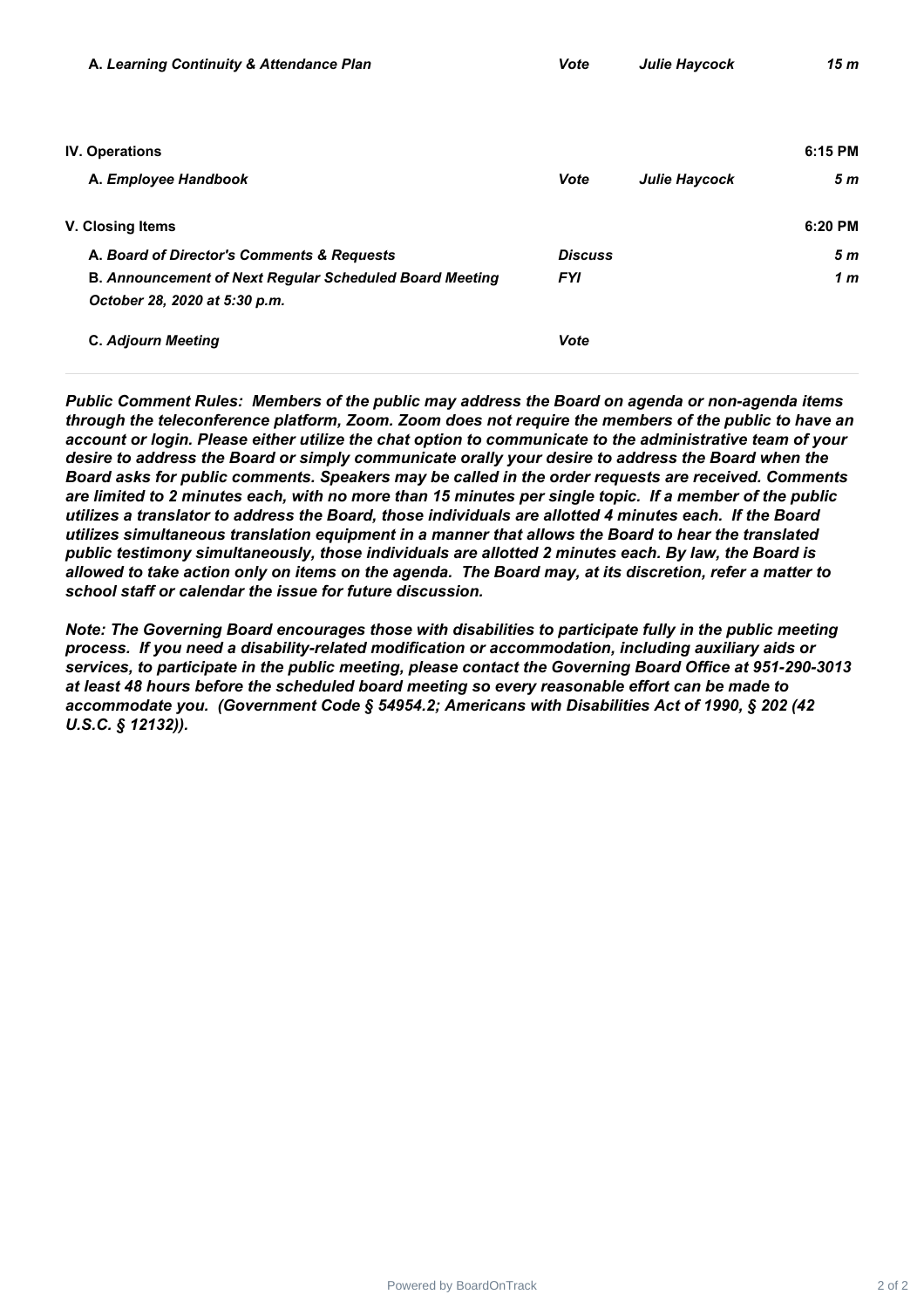| | | | |
|---|---|---|---|
| A. *Learning Continuity & Attendance Plan* | *Vote* | *Julie Haycock* | *15 m* |
| **IV. Operations** | | | **6:15 PM** |
| A. *Employee Handbook* | *Vote* | *Julie Haycock* | *5 m* |
| **V. Closing Items** | | | **6:20 PM** |
| A. *Board of Director's Comments & Requests* | *Discuss* | | *5 m* |
| B. *Announcement of Next Regular Scheduled Board Meeting October 28, 2020 at 5:30 p.m.* | *FYI* | | *1 m* |
| C. *Adjourn Meeting* | *Vote* | | |

***Public Comment Rules: Members of the public may address the Board on agenda or non-agenda items through the teleconference platform, Zoom. Zoom does not require the members of the public to have an account or login. Please either utilize the chat option to communicate to the administrative team of your desire to address the Board or simply communicate orally your desire to address the Board when the Board asks for public comments. Speakers may be called in the order requests are received. Comments are limited to 2 minutes each, with no more than 15 minutes per single topic. If a member of the public utilizes a translator to address the Board, those individuals are allotted 4 minutes each. If the Board utilizes simultaneous translation equipment in a manner that allows the Board to hear the translated public testimony simultaneously, those individuals are allotted 2 minutes each. By law, the Board is allowed to take action only on items on the agenda. The Board may, at its discretion, refer a matter to school staff or calendar the issue for future discussion.***

***Note: The Governing Board encourages those with disabilities to participate fully in the public meeting process. If you need a disability-related modification or accommodation, including auxiliary aids or services, to participate in the public meeting, please contact the Governing Board Office at 951-290-3013 at least 48 hours before the scheduled board meeting so every reasonable effort can be made to accommodate you. (Government Code § 54954.2; Americans with Disabilities Act of 1990, § 202 (42 U.S.C. § 12132)).***